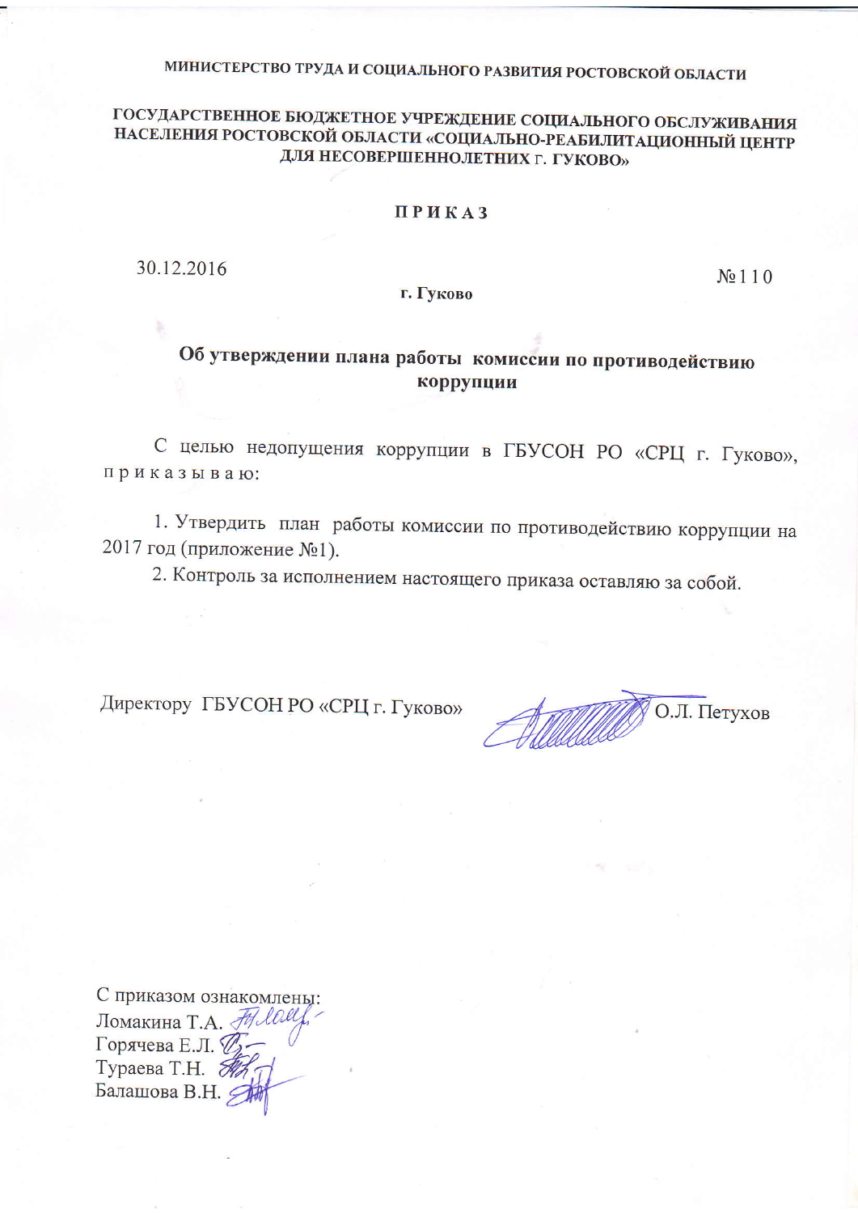МИНИСТЕРСТВО ТРУДА И СОЦИАЛЬНОГО РАЗВИТИЯ РОСТОВСКОЙ ОБЛАСТИ

**ГОСУДАРСТВЕННОЕ БЮДЖЕТНОЕ УЧРЕЖДЕНИЕ СОЦИАЛЬНОГО ОБСЛУЖИВАНИЯ НАСЕЛЕНИЯ РОСТОВСКОЙ ОБЛАСТИ «СОЦИАЛЬНО-РЕАБИЛИТАЦИОННЫЙ ЦЕНТР ДЛЯ НЕСОВЕРШЕННОЛЕТНИХ г. ГУКОВО»**

# П Р И К А З

30.12.2016 №110

**г. Гуково**

## Об утверждении плана работы комиссии по противодействию коррупции

С целью недопущения коррупции в ГБУСОН РО «СРЦ г. Гуково», п р и к а з ы в а ю:

1. Утвердить план работы комиссии по противодействию коррупции на 2017 год (приложение №1).
2. Контроль за исполнением настоящего приказа оставляю за собой.

Директору ГБУСОН РО «СРЦ г. Гуково» О.Л. Петухов

С приказом ознакомлены:
Ломакина Т.А.
Горячева Е.Л.
Тураева Т.Н.
Балашова В.Н.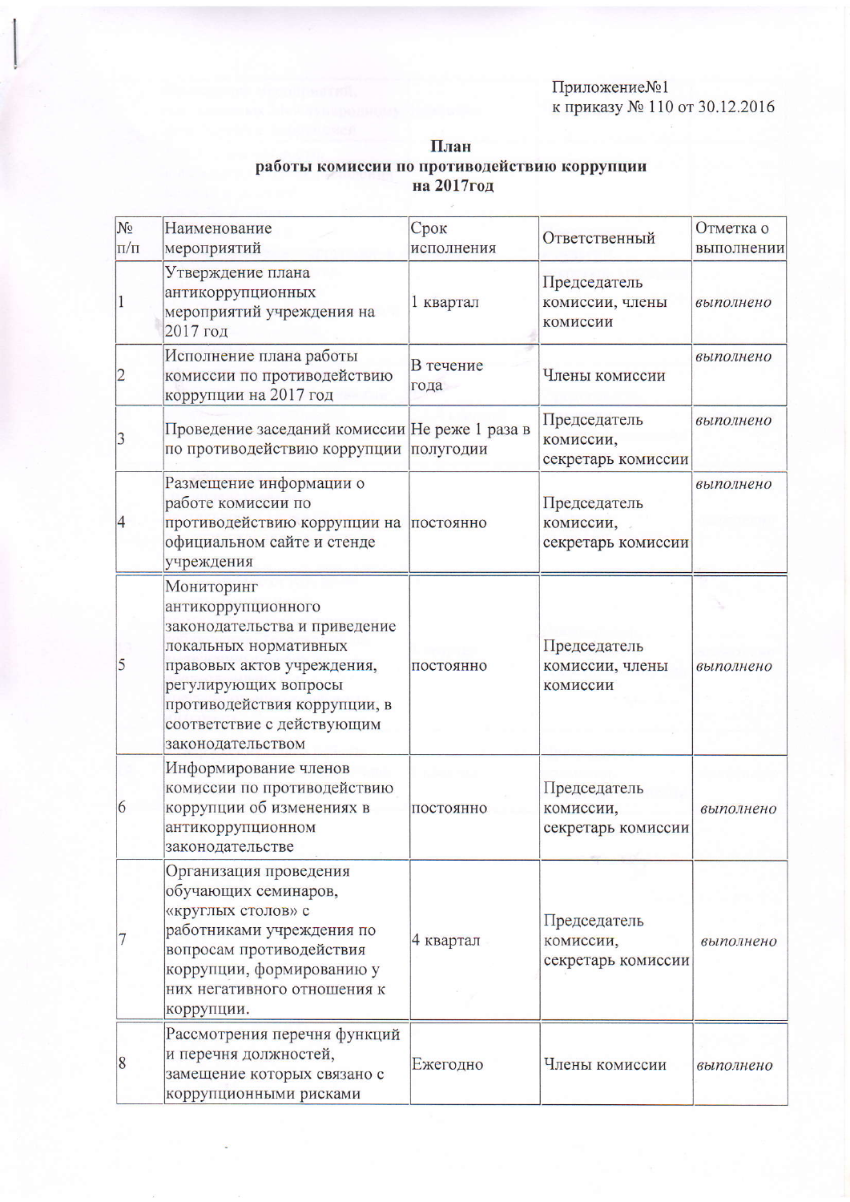Приложение№1
к приказу № 110 от 30.12.2016

**План**
**работы комиссии по противодействию коррупции**
**на 2017год**

| № п/п | Наименование мероприятий | Срок исполнения | Ответственный | Отметка о выполнении |
|---|---|---|---|---|
| 1 | Утверждение плана антикоррупционных мероприятий учреждения на 2017 год | 1 квартал | Председатель комиссии, члены комиссии | *выполнено* |
| 2 | Исполнение плана работы комиссии по противодействию коррупции на 2017 год | В течение года | Члены комиссии | *выполнено* |
| 3 | Проведение заседаний комиссии по противодействию коррупции | Не реже 1 раза в полугодии | Председатель комиссии, секретарь комиссии | *выполнено* |
| 4 | Размещение информации о работе комиссии по противодействию коррупции на официальном сайте и стенде учреждения | постоянно | Председатель комиссии, секретарь комиссии | *выполнено* |
| 5 | Мониторинг антикоррупционного законодательства и приведение локальных нормативных правовых актов учреждения, регулирующих вопросы противодействия коррупции, в соответствие с действующим законодательством | постоянно | Председатель комиссии, члены комиссии | *выполнено* |
| 6 | Информирование членов комиссии по противодействию коррупции об изменениях в антикоррупционном законодательстве | постоянно | Председатель комиссии, секретарь комиссии | *выполнено* |
| 7 | Организация проведения обучающих семинаров, «круглых столов» с работниками учреждения по вопросам противодействия коррупции, формированию у них негативного отношения к коррупции. | 4 квартал | Председатель комиссии, секретарь комиссии | *выполнено* |
| 8 | Рассмотрения перечня функций и перечня должностей, замещение которых связано с коррупционными рисками | Ежегодно | Члены комиссии | *выполнено* |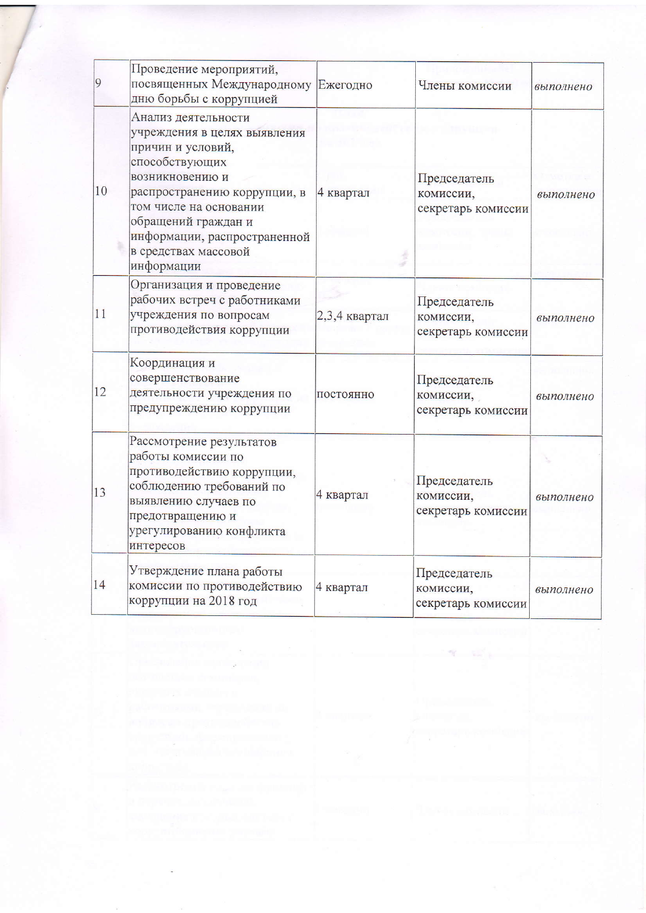| | | | | |
|---|---|---|---|---|
| 9 | Проведение мероприятий, посвященных Международному дню борьбы с коррупцией | Ежегодно | Члены комиссии | *выполнено* |
| 10 | Анализ деятельности учреждения в целях выявления причин и условий, способствующих возникновению и распространению коррупции, в том числе на основании обращений граждан и информации, распространенной в средствах массовой информации | 4 квартал | Председатель комиссии, секретарь комиссии | *выполнено* |
| 11 | Организация и проведение рабочих встреч с работниками учреждения по вопросам противодействия коррупции | 2,3,4 квартал | Председатель комиссии, секретарь комиссии | *выполнено* |
| 12 | Координация и совершенствование деятельности учреждения по предупреждению коррупции | постоянно | Председатель комиссии, секретарь комиссии | *выполнено* |
| 13 | Рассмотрение результатов работы комиссии по противодействию коррупции, соблюдению требований по выявлению случаев по предотвращению и урегулированию конфликта интересов | 4 квартал | Председатель комиссии, секретарь комиссии | *выполнено* |
| 14 | Утверждение плана работы комиссии по противодействию коррупции на 2018 год | 4 квартал | Председатель комиссии, секретарь комиссии | *выполнено* |